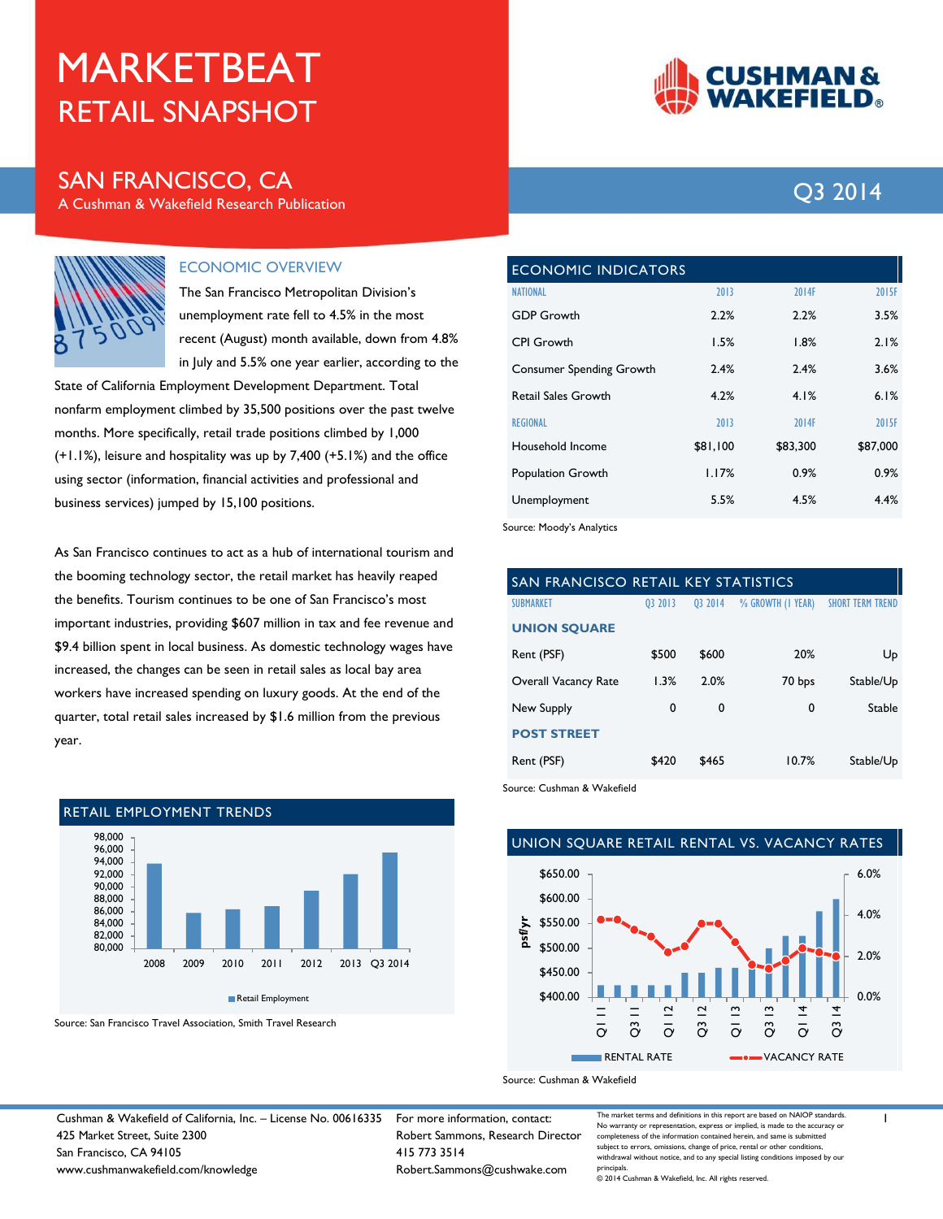# MARKETBEAT
## RETAIL SNAPSHOT

## SAN FRANCISCO, CA
A Cushman & Wakefield Research Publication

Q3 2014

### ECONOMIC OVERVIEW

The San Francisco Metropolitan Division's unemployment rate fell to 4.5% in the most recent (August) month available, down from 4.8% in July and 5.5% one year earlier, according to the State of California Employment Development Department. Total nonfarm employment climbed by 35,500 positions over the past twelve months. More specifically, retail trade positions climbed by 1,000 (+1.1%), leisure and hospitality was up by 7,400 (+5.1%) and the office using sector (information, financial activities and professional and business services) jumped by 15,100 positions.

As San Francisco continues to act as a hub of international tourism and the booming technology sector, the retail market has heavily reaped the benefits. Tourism continues to be one of San Francisco's most important industries, providing $607 million in tax and fee revenue and $9.4 billion spent in local business. As domestic technology wages have increased, the changes can be seen in retail sales as local bay area workers have increased spending on luxury goods. At the end of the quarter, total retail sales increased by $1.6 million from the previous year.

### RETAIL EMPLOYMENT TRENDS

| Year | Retail Employment (approx.) |
|---|---|
| 2008 | ~93,800 |
| 2009 | ~85,700 |
| 2010 | ~86,200 |
| 2011 | ~86,800 |
| 2012 | ~89,300 |
| 2013 | ~92,000 |
| Q3 2014 | ~95,500 |

Source: San Francisco Travel Association, Smith Travel Research

### ECONOMIC INDICATORS

| NATIONAL | 2013 | 2014F | 2015F |
|---|---|---|---|
| GDP Growth | 2.2% | 2.2% | 3.5% |
| CPI Growth | 1.5% | 1.8% | 2.1% |
| Consumer Spending Growth | 2.4% | 2.4% | 3.6% |
| Retail Sales Growth | 4.2% | 4.1% | 6.1% |
| **REGIONAL** | **2013** | **2014F** | **2015F** |
| Household Income | $81,100 | $83,300 | $87,000 |
| Population Growth | 1.17% | 0.9% | 0.9% |
| Unemployment | 5.5% | 4.5% | 4.4% |

Source: Moody's Analytics

### SAN FRANCISCO RETAIL KEY STATISTICS

| SUBMARKET | Q3 2013 | Q3 2014 | % GROWTH (1 YEAR) | SHORT TERM TREND |
|---|---|---|---|---|
| **UNION SQUARE** | | | | |
| Rent (PSF) | $500 | $600 | 20% | Up |
| Overall Vacancy Rate | 1.3% | 2.0% | 70 bps | Stable/Up |
| New Supply | 0 | 0 | 0 | Stable |
| **POST STREET** | | | | |
| Rent (PSF) | $420 | $465 | 10.7% | Stable/Up |

Source: Cushman & Wakefield

### UNION SQUARE RETAIL RENTAL VS. VACANCY RATES

Chart: RENTAL RATE (psf/yr, $400.00–$650.00) vs. VACANCY RATE (0.0%–6.0%), Q1 11 through Q3 14.

Source: Cushman & Wakefield

Cushman & Wakefield of California, Inc. – License No. 00616335
425 Market Street, Suite 2300
San Francisco, CA 94105
www.cushmanwakefield.com/knowledge

For more information, contact:
Robert Sammons, Research Director
415 773 3514
Robert.Sammons@cushwake.com

The market terms and definitions in this report are based on NAIOP standards. No warranty or representation, express or implied, is made to the accuracy or completeness of the information contained herein, and same is submitted subject to errors, omissions, change of price, rental or other conditions, withdrawal without notice, and to any special listing conditions imposed by our principals.
© 2014 Cushman & Wakefield, Inc. All rights reserved.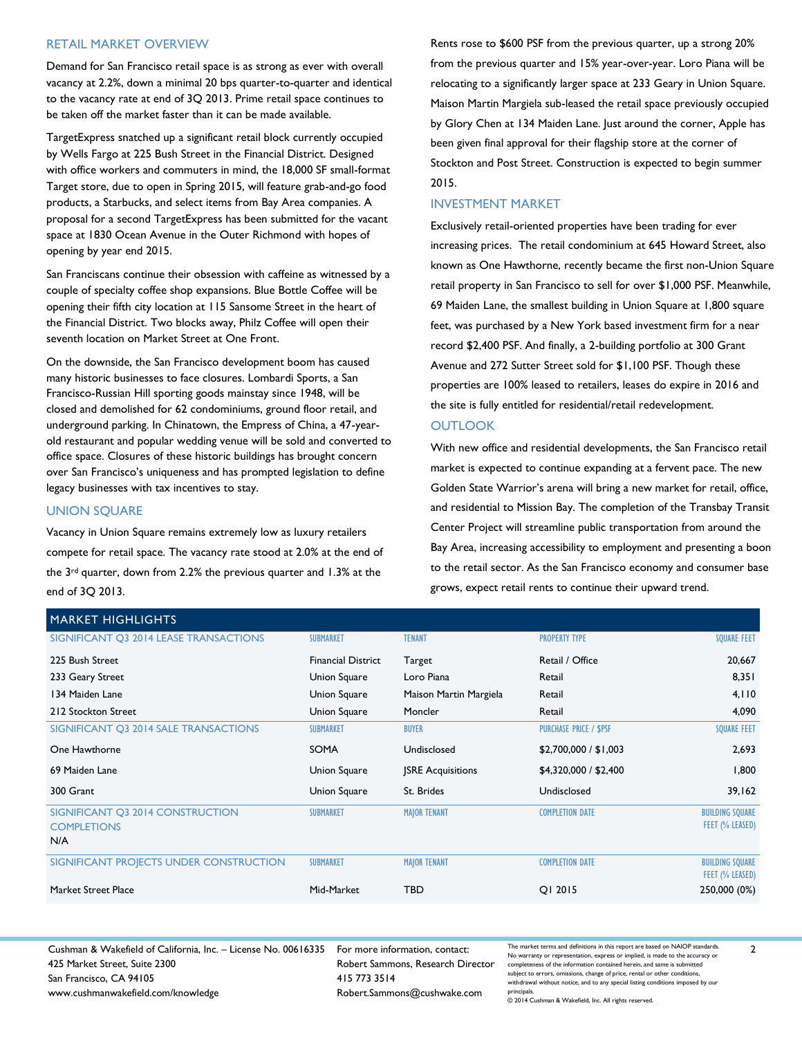## RETAIL MARKET OVERVIEW

Demand for San Francisco retail space is as strong as ever with overall vacancy at 2.2%, down a minimal 20 bps quarter-to-quarter and identical to the vacancy rate at end of 3Q 2013. Prime retail space continues to be taken off the market faster than it can be made available.

TargetExpress snatched up a significant retail block currently occupied by Wells Fargo at 225 Bush Street in the Financial District. Designed with office workers and commuters in mind, the 18,000 SF small-format Target store, due to open in Spring 2015, will feature grab-and-go food products, a Starbucks, and select items from Bay Area companies. A proposal for a second TargetExpress has been submitted for the vacant space at 1830 Ocean Avenue in the Outer Richmond with hopes of opening by year end 2015.

San Franciscans continue their obsession with caffeine as witnessed by a couple of specialty coffee shop expansions. Blue Bottle Coffee will be opening their fifth city location at 115 Sansome Street in the heart of the Financial District. Two blocks away, Philz Coffee will open their seventh location on Market Street at One Front.

On the downside, the San Francisco development boom has caused many historic businesses to face closures. Lombardi Sports, a San Francisco-Russian Hill sporting goods mainstay since 1948, will be closed and demolished for 62 condominiums, ground floor retail, and underground parking. In Chinatown, the Empress of China, a 47-year-old restaurant and popular wedding venue will be sold and converted to office space. Closures of these historic buildings has brought concern over San Francisco's uniqueness and has prompted legislation to define legacy businesses with tax incentives to stay.

## UNION SQUARE

Vacancy in Union Square remains extremely low as luxury retailers compete for retail space. The vacancy rate stood at 2.0% at the end of the 3rd quarter, down from 2.2% the previous quarter and 1.3% at the end of 3Q 2013.

Rents rose to $600 PSF from the previous quarter, up a strong 20% from the previous quarter and 15% year-over-year. Loro Piana will be relocating to a significantly larger space at 233 Geary in Union Square. Maison Martin Margiela sub-leased the retail space previously occupied by Glory Chen at 134 Maiden Lane. Just around the corner, Apple has been given final approval for their flagship store at the corner of Stockton and Post Street. Construction is expected to begin summer 2015.

## INVESTMENT MARKET

Exclusively retail-oriented properties have been trading for ever increasing prices. The retail condominium at 645 Howard Street, also known as One Hawthorne, recently became the first non-Union Square retail property in San Francisco to sell for over $1,000 PSF. Meanwhile, 69 Maiden Lane, the smallest building in Union Square at 1,800 square feet, was purchased by a New York based investment firm for a near record $2,400 PSF. And finally, a 2-building portfolio at 300 Grant Avenue and 272 Sutter Street sold for $1,100 PSF. Though these properties are 100% leased to retailers, leases do expire in 2016 and the site is fully entitled for residential/retail redevelopment.

## OUTLOOK

With new office and residential developments, the San Francisco retail market is expected to continue expanding at a fervent pace. The new Golden State Warrior's arena will bring a new market for retail, office, and residential to Mission Bay. The completion of the Transbay Transit Center Project will streamline public transportation from around the Bay Area, increasing accessibility to employment and presenting a boon to the retail sector. As the San Francisco economy and consumer base grows, expect retail rents to continue their upward trend.

## MARKET HIGHLIGHTS

| SIGNIFICANT Q3 2014 LEASE TRANSACTIONS | SUBMARKET | TENANT | PROPERTY TYPE | SQUARE FEET |
|---|---|---|---|---|
| 225 Bush Street | Financial District | Target | Retail / Office | 20,667 |
| 233 Geary Street | Union Square | Loro Piana | Retail | 8,351 |
| 134 Maiden Lane | Union Square | Maison Martin Margiela | Retail | 4,110 |
| 212 Stockton Street | Union Square | Moncler | Retail | 4,090 |
| **SIGNIFICANT Q3 2014 SALE TRANSACTIONS** | **SUBMARKET** | **BUYER** | **PURCHASE PRICE / $PSF** | **SQUARE FEET** |
| One Hawthorne | SOMA | Undisclosed | $2,700,000 / $1,003 | 2,693 |
| 69 Maiden Lane | Union Square | JSRE Acquisitions | $4,320,000 / $2,400 | 1,800 |
| 300 Grant | Union Square | St. Brides | Undisclosed | 39,162 |
| **SIGNIFICANT Q3 2014 CONSTRUCTION COMPLETIONS** | **SUBMARKET** | **MAJOR TENANT** | **COMPLETION DATE** | **BUILDING SQUARE FEET (% LEASED)** |
| N/A | | | | |
| **SIGNIFICANT PROJECTS UNDER CONSTRUCTION** | **SUBMARKET** | **MAJOR TENANT** | **COMPLETION DATE** | **BUILDING SQUARE FEET (% LEASED)** |
| Market Street Place | Mid-Market | TBD | Q1 2015 | 250,000 (0%) |

Cushman & Wakefield of California, Inc. – License No. 00616335
425 Market Street, Suite 2300
San Francisco, CA 94105
www.cushmanwakefield.com/knowledge

For more information, contact:
Robert Sammons, Research Director
415 773 3514
Robert.Sammons@cushwake.com

The market terms and definitions in this report are based on NAIOP standards. No warranty or representation, express or implied, is made to the accuracy or completeness of the information contained herein, and same is submitted subject to errors, omissions, change of price, rental or other conditions, withdrawal without notice, and to any special listing conditions imposed by our principals.
© 2014 Cushman & Wakefield, Inc. All rights reserved.